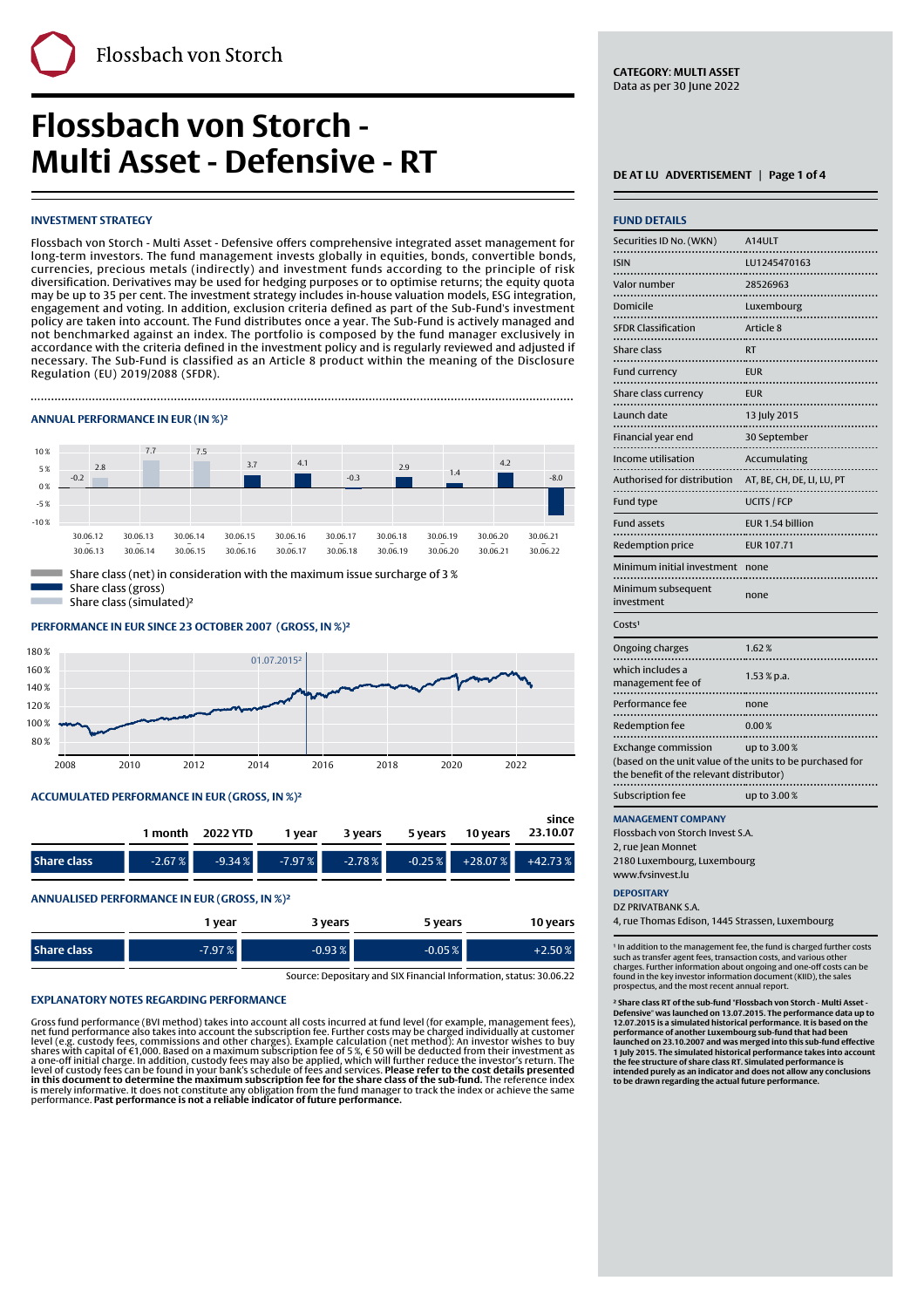Flossbach von Storch

# Flossbach von Storch - Multi Asset - Defensive - RT

**CATEGORY: MULTI ASSET**
Data as per 30 June 2022

**DE AT LU ADVERTISEMENT**

## INVESTMENT STRATEGY

Flossbach von Storch - Multi Asset - Defensive offers comprehensive integrated asset management for long-term investors. The fund management invests globally in equities, bonds, convertible bonds, currencies, precious metals (indirectly) and investment funds according to the principle of risk diversification. Derivatives may be used for hedging purposes or to optimise returns; the equity quota may be up to 35 per cent. The investment strategy includes in-house valuation models, ESG integration, engagement and voting. In addition, exclusion criteria defined as part of the Sub-Fund's investment policy are taken into account. The Fund distributes once a year. The Sub-Fund is actively managed and not benchmarked against an index. The portfolio is composed by the fund manager exclusively in accordance with the criteria defined in the investment policy and is regularly reviewed and adjusted if necessary. The Sub-Fund is classified as an Article 8 product within the meaning of the Disclosure Regulation (EU) 2019/2088 (SFDR).

## ANNUAL PERFORMANCE IN EUR (IN %)[2]

| Period | Performance |
|---|---|
| 30.06.12 – 30.06.13 | -0.2 / 2.8 |
| 30.06.13 – 30.06.14 | 7.7 |
| 30.06.14 – 30.06.15 | 7.5 |
| 30.06.15 – 30.06.16 | 3.7 |
| 30.06.16 – 30.06.17 | 4.1 |
| 30.06.17 – 30.06.18 | -0.3 |
| 30.06.18 – 30.06.19 | 2.9 |
| 30.06.19 – 30.06.20 | 1.4 |
| 30.06.20 – 30.06.21 | 4.2 |
| 30.06.21 – 30.06.22 | -8.0 |

- Share class (net) in consideration with the maximum issue surcharge of 3 %
- Share class (gross)
- Share class (simulated)[2]

## PERFORMANCE IN EUR SINCE 23 OCTOBER 2007 (GROSS, IN %)[2]

(Chart: 2008–2022, y-axis 80 % – 180 %, marker 01.07.2015[2])

## ACCUMULATED PERFORMANCE IN EUR (GROSS, IN %)[2]

| | 1 month | 2022 YTD | 1 year | 3 years | 5 years | 10 years | since 23.10.07 |
|---|---|---|---|---|---|---|---|
| **Share class** | -2.67 % | -9.34 % | -7.97 % | -2.78 % | -0.25 % | +28.07 % | +42.73 % |

## ANNUALISED PERFORMANCE IN EUR (GROSS, IN %)[2]

| | 1 year | 3 years | 5 years | 10 years |
|---|---|---|---|---|
| **Share class** | -7.97 % | -0.93 % | -0.05 % | +2.50 % |

Source: Depositary and SIX Financial Information, status: 30.06.22

## EXPLANATORY NOTES REGARDING PERFORMANCE

Gross fund performance (BVI method) takes into account all costs incurred at fund level (for example, management fees), net fund performance also takes into account the subscription fee. Further costs may be charged individually at customer level (e.g. custody fees, commissions and other charges). Example calculation (net method): An investor wishes to buy shares with capital of €1,000. Based on a maximum subscription fee of 5 %, € 50 will be deducted from their investment as a one-off initial charge. In addition, custody fees may also be applied, which will further reduce the investor's return. The level of custody fees can be found in your bank's schedule of fees and services. **Please refer to the cost details presented in this document to determine the maximum subscription fee for the share class of the sub-fund.** The reference index is merely informative. It does not constitute any obligation from the fund manager to track the index or achieve the same performance. **Past performance is not a reliable indicator of future performance.**

## FUND DETAILS

| | |
|---|---|
| Securities ID No. (WKN) | A14ULT |
| ISIN | LU1245470163 |
| Valor number | 28526963 |
| Domicile | Luxembourg |
| SFDR Classification | Article 8 |
| Share class | RT |
| Fund currency | EUR |
| Share class currency | EUR |
| Launch date | 13 July 2015 |
| Financial year end | 30 September |
| Income utilisation | Accumulating |
| Authorised for distribution | AT, BE, CH, DE, LI, LU, PT |
| Fund type | UCITS / FCP |
| Fund assets | EUR 1.54 billion |
| Redemption price | EUR 107.71 |
| Minimum initial investment | none |
| Minimum subsequent investment | none |
| Costs[1] | |
| Ongoing charges | 1.62 % |
| which includes a management fee of | 1.53 % p.a. |
| Performance fee | none |
| Redemption fee | 0.00 % |
| Exchange commission | up to 3.00 % (based on the unit value of the units to be purchased for the benefit of the relevant distributor) |
| Subscription fee | up to 3.00 % |

## MANAGEMENT COMPANY

Flossbach von Storch Invest S.A.
2, rue Jean Monnet
2180 Luxembourg, Luxembourg
www.fvsinvest.lu

## DEPOSITARY

DZ PRIVATBANK S.A.
4, rue Thomas Edison, 1445 Strassen, Luxembourg

[1] In addition to the management fee, the fund is charged further costs such as transfer agent fees, transaction costs, and various other charges. Further information about ongoing and one-off costs can be found in the key investor information document (KIID), the sales prospectus, and the most recent annual report.

**[2] Share class RT of the sub-fund "Flossbach von Storch - Multi Asset - Defensive" was launched on 13.07.2015. The performance data up to 12.07.2015 is a simulated historical performance. It is based on the performance of another Luxembourg sub-fund that had been launched on 23.10.2007 and was merged into this sub-fund effective 1 July 2015. The simulated historical performance takes into account the fee structure of share class RT. Simulated performance is intended purely as an indicator and does not allow any conclusions to be drawn regarding the actual future performance.**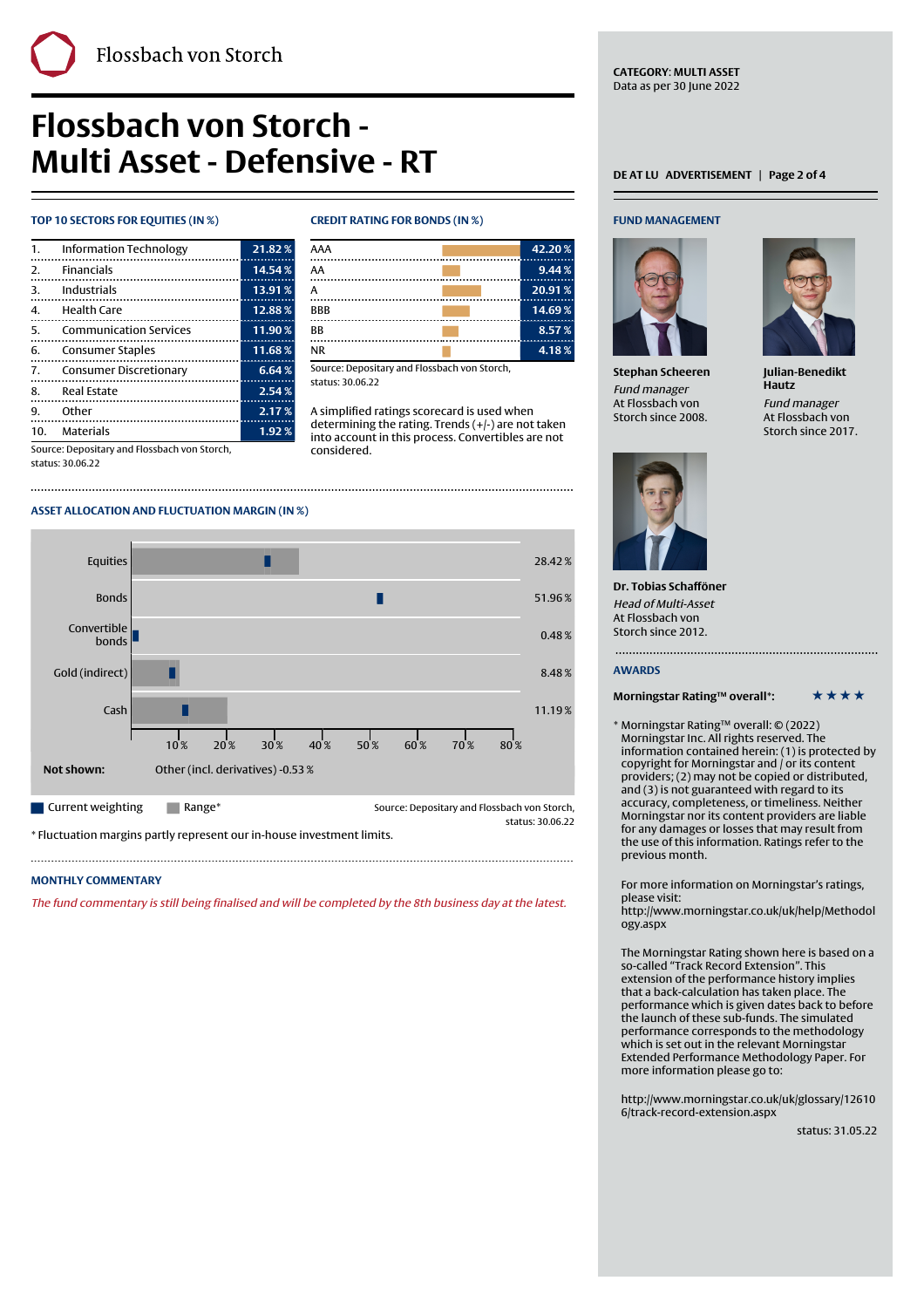# Flossbach von Storch - Multi Asset - Defensive - RT

CATEGORY: MULTI ASSET
Data as per 30 June 2022

DE AT LU ADVERTISEMENT

## TOP 10 SECTORS FOR EQUITIES (IN %)

| # | Sector | % |
|---|---|---|
| 1. | Information Technology | 21.82 % |
| 2. | Financials | 14.54 % |
| 3. | Industrials | 13.91 % |
| 4. | Health Care | 12.88 % |
| 5. | Communication Services | 11.90 % |
| 6. | Consumer Staples | 11.68 % |
| 7. | Consumer Discretionary | 6.64 % |
| 8. | Real Estate | 2.54 % |
| 9. | Other | 2.17 % |
| 10. | Materials | 1.92 % |

Source: Depositary and Flossbach von Storch, status: 30.06.22

## CREDIT RATING FOR BONDS (IN %)

| Rating | % |
|---|---|
| AAA | 42.20 % |
| AA | 9.44 % |
| A | 20.91 % |
| BBB | 14.69 % |
| BB | 8.57 % |
| NR | 4.18 % |

Source: Depositary and Flossbach von Storch, status: 30.06.22

A simplified ratings scorecard is used when determining the rating. Trends (+/-) are not taken into account in this process. Convertibles are not considered.

## ASSET ALLOCATION AND FLUCTUATION MARGIN (IN %)

| Asset class | Current weighting |
|---|---|
| Equities | 28.42 % |
| Bonds | 51.96 % |
| Convertible bonds | 0.48 % |
| Gold (indirect) | 8.48 % |
| Cash | 11.19 % |

**Not shown:** Other (incl. derivatives) -0.53 %

Current weighting | Range*

Source: Depositary and Flossbach von Storch, status: 30.06.22

* Fluctuation margins partly represent our in-house investment limits.

## MONTHLY COMMENTARY

*The fund commentary is still being finalised and will be completed by the 8th business day at the latest.*

## FUND MANAGEMENT

**Stephan Scheeren**
*Fund manager*
At Flossbach von Storch since 2008.

**Julian-Benedikt Hautz**
*Fund manager*
At Flossbach von Storch since 2017.

**Dr. Tobias Schafföner**
*Head of Multi-Asset*
At Flossbach von Storch since 2012.

## AWARDS

**Morningstar Rating™ overall*:** ★★★★

* Morningstar Rating™ overall: © (2022) Morningstar Inc. All rights reserved. The information contained herein: (1) is protected by copyright for Morningstar and / or its content providers; (2) may not be copied or distributed, and (3) is not guaranteed with regard to its accuracy, completeness, or timeliness. Neither Morningstar nor its content providers are liable for any damages or losses that may result from the use of this information. Ratings refer to the previous month.

For more information on Morningstar's ratings, please visit: http://www.morningstar.co.uk/uk/help/Methodology.aspx

The Morningstar Rating shown here is based on a so-called "Track Record Extension". This extension of the performance history implies that a back-calculation has taken place. The performance which is given dates back to before the launch of these sub-funds. The simulated performance corresponds to the methodology which is set out in the relevant Morningstar Extended Performance Methodology Paper. For more information please go to:

http://www.morningstar.co.uk/uk/glossary/126106/track-record-extension.aspx

status: 31.05.22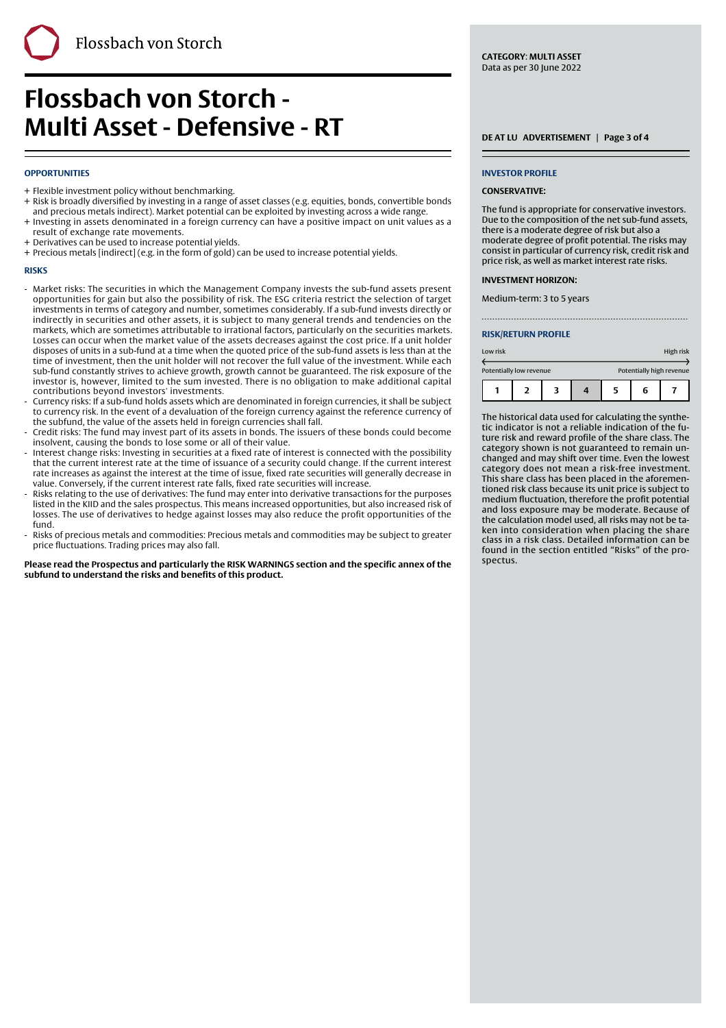# Flossbach von Storch - Multi Asset - Defensive - RT

CATEGORY: MULTI ASSET
Data as per 30 June 2022

DE AT LU ADVERTISEMENT

## OPPORTUNITIES

+ Flexible investment policy without benchmarking.
+ Risk is broadly diversified by investing in a range of asset classes (e.g. equities, bonds, convertible bonds and precious metals indirect). Market potential can be exploited by investing across a wide range.
+ Investing in assets denominated in a foreign currency can have a positive impact on unit values as a result of exchange rate movements.
+ Derivatives can be used to increase potential yields.
+ Precious metals [indirect] (e.g. in the form of gold) can be used to increase potential yields.

## RISKS

- Market risks: The securities in which the Management Company invests the sub-fund assets present opportunities for gain but also the possibility of risk. The ESG criteria restrict the selection of target investments in terms of category and number, sometimes considerably. If a sub-fund invests directly or indirectly in securities and other assets, it is subject to many general trends and tendencies on the markets, which are sometimes attributable to irrational factors, particularly on the securities markets. Losses can occur when the market value of the assets decreases against the cost price. If a unit holder disposes of units in a sub-fund at a time when the quoted price of the sub-fund assets is less than at the time of investment, then the unit holder will not recover the full value of the investment. While each sub-fund constantly strives to achieve growth, growth cannot be guaranteed. The risk exposure of the investor is, however, limited to the sum invested. There is no obligation to make additional capital contributions beyond investors' investments.
- Currency risks: If a sub-fund holds assets which are denominated in foreign currencies, it shall be subject to currency risk. In the event of a devaluation of the foreign currency against the reference currency of the subfund, the value of the assets held in foreign currencies shall fall.
- Credit risks: The fund may invest part of its assets in bonds. The issuers of these bonds could become insolvent, causing the bonds to lose some or all of their value.
- Interest change risks: Investing in securities at a fixed rate of interest is connected with the possibility that the current interest rate at the time of issuance of a security could change. If the current interest rate increases as against the interest at the time of issue, fixed rate securities will generally decrease in value. Conversely, if the current interest rate falls, fixed rate securities will increase.
- Risks relating to the use of derivatives: The fund may enter into derivative transactions for the purposes listed in the KIID and the sales prospectus. This means increased opportunities, but also increased risk of losses. The use of derivatives to hedge against losses may also reduce the profit opportunities of the fund.
- Risks of precious metals and commodities: Precious metals and commodities may be subject to greater price fluctuations. Trading prices may also fall.

**Please read the Prospectus and particularly the RISK WARNINGS section and the specific annex of the subfund to understand the risks and benefits of this product.**

## INVESTOR PROFILE

### CONSERVATIVE:

The fund is appropriate for conservative investors. Due to the composition of the net sub-fund assets, there is a moderate degree of risk but also a moderate degree of profit potential. The risks may consist in particular of currency risk, credit risk and price risk, as well as market interest rate risks.

### INVESTMENT HORIZON:

Medium-term: 3 to 5 years

## RISK/RETURN PROFILE

Low risk — High risk

Potentially low revenue — Potentially high revenue

| 1 | 2 | 3 | **4** | 5 | 6 | 7 |
|---|---|---|---|---|---|---|

The historical data used for calculating the synthetic indicator is not a reliable indication of the future risk and reward profile of the share class. The category shown is not guaranteed to remain unchanged and may shift over time. Even the lowest category does not mean a risk-free investment. This share class has been placed in the aforementioned risk class because its unit price is subject to medium fluctuation, therefore the profit potential and loss exposure may be moderate. Because of the calculation model used, all risks may not be taken into consideration when placing the share class in a risk class. Detailed information can be found in the section entitled "Risks" of the prospectus.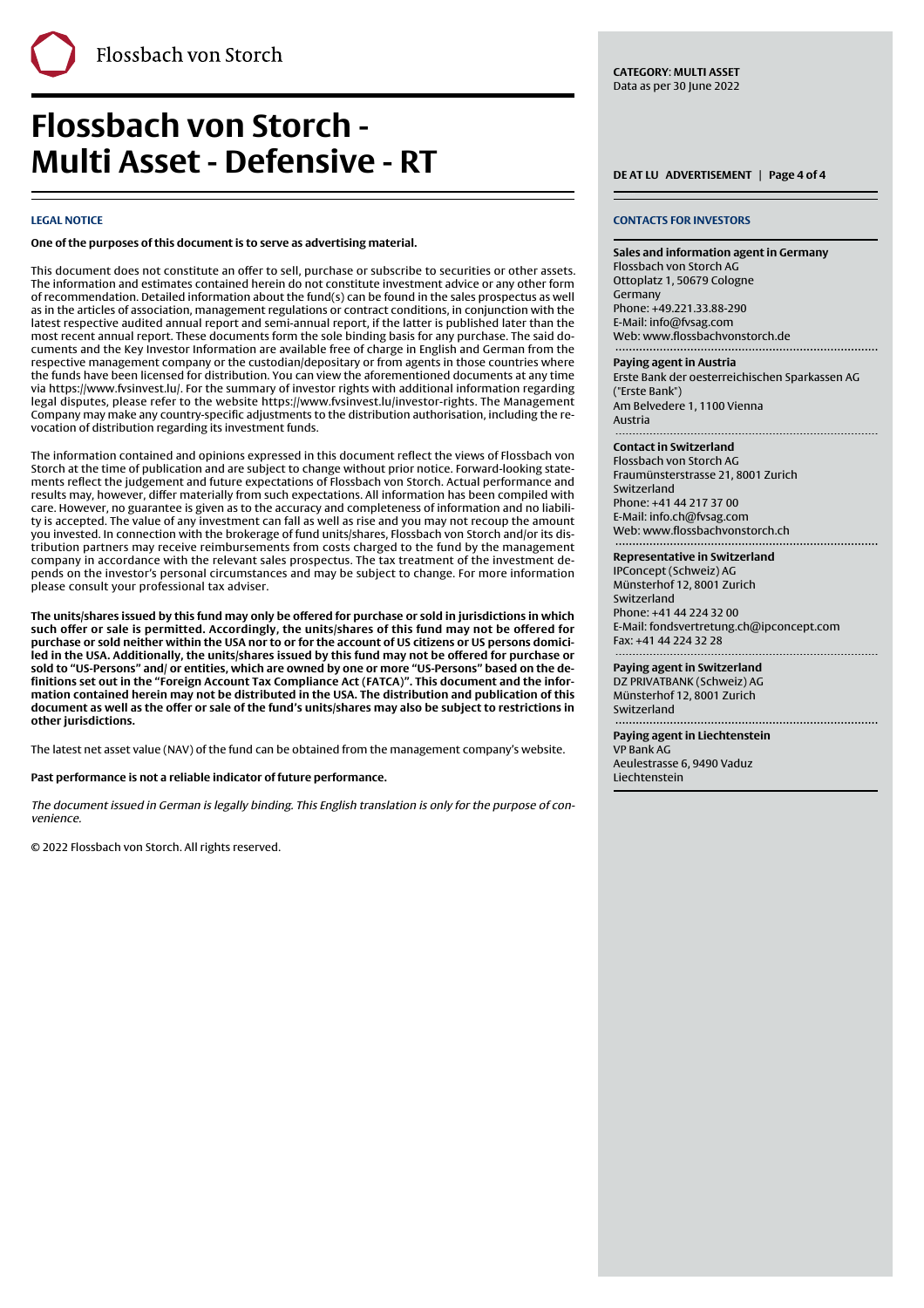Flossbach von Storch

# Flossbach von Storch - Multi Asset - Defensive - RT

**CATEGORY: MULTI ASSET**
Data as per 30 June 2022

**DE AT LU ADVERTISEMENT**

## LEGAL NOTICE

**One of the purposes of this document is to serve as advertising material.**

This document does not constitute an offer to sell, purchase or subscribe to securities or other assets. The information and estimates contained herein do not constitute investment advice or any other form of recommendation. Detailed information about the fund(s) can be found in the sales prospectus as well as in the articles of association, management regulations or contract conditions, in conjunction with the latest respective audited annual report and semi-annual report, if the latter is published later than the most recent annual report. These documents form the sole binding basis for any purchase. The said documents and the Key Investor Information are available free of charge in English and German from the respective management company or the custodian/depositary or from agents in those countries where the funds have been licensed for distribution. You can view the aforementioned documents at any time via https://www.fvsinvest.lu/. For the summary of investor rights with additional information regarding legal disputes, please refer to the website https://www.fvsinvest.lu/investor-rights. The Management Company may make any country-specific adjustments to the distribution authorisation, including the revocation of distribution regarding its investment funds.

The information contained and opinions expressed in this document reflect the views of Flossbach von Storch at the time of publication and are subject to change without prior notice. Forward-looking statements reflect the judgement and future expectations of Flossbach von Storch. Actual performance and results may, however, differ materially from such expectations. All information has been compiled with care. However, no guarantee is given as to the accuracy and completeness of information and no liability is accepted. The value of any investment can fall as well as rise and you may not recoup the amount you invested. In connection with the brokerage of fund units/shares, Flossbach von Storch and/or its distribution partners may receive reimbursements from costs charged to the fund by the management company in accordance with the relevant sales prospectus. The tax treatment of the investment depends on the investor's personal circumstances and may be subject to change. For more information please consult your professional tax adviser.

**The units/shares issued by this fund may only be offered for purchase or sold in jurisdictions in which such offer or sale is permitted. Accordingly, the units/shares of this fund may not be offered for purchase or sold neither within the USA nor to or for the account of US citizens or US persons domiciled in the USA. Additionally, the units/shares issued by this fund may not be offered for purchase or sold to "US-Persons" and/ or entities, which are owned by one or more "US-Persons" based on the definitions set out in the "Foreign Account Tax Compliance Act (FATCA)". This document and the information contained herein may not be distributed in the USA. The distribution and publication of this document as well as the offer or sale of the fund's units/shares may also be subject to restrictions in other jurisdictions.**

The latest net asset value (NAV) of the fund can be obtained from the management company's website.

**Past performance is not a reliable indicator of future performance.**

*The document issued in German is legally binding. This English translation is only for the purpose of convenience.*

© 2022 Flossbach von Storch. All rights reserved.

## CONTACTS FOR INVESTORS

**Sales and information agent in Germany**
Flossbach von Storch AG
Ottoplatz 1, 50679 Cologne
Germany
Phone: +49.221.33.88-290
E-Mail: info@fvsag.com
Web: www.flossbachvonstorch.de

**Paying agent in Austria**
Erste Bank der oesterreichischen Sparkassen AG ("Erste Bank")
Am Belvedere 1, 1100 Vienna
Austria

**Contact in Switzerland**
Flossbach von Storch AG
Fraumünsterstrasse 21, 8001 Zurich
Switzerland
Phone: +41 44 217 37 00
E-Mail: info.ch@fvsag.com
Web: www.flossbachvonstorch.ch

**Representative in Switzerland**
IPConcept (Schweiz) AG
Münsterhof 12, 8001 Zurich
Switzerland
Phone: +41 44 224 32 00
E-Mail: fondsvertretung.ch@ipconcept.com
Fax: +41 44 224 32 28

**Paying agent in Switzerland**
DZ PRIVATBANK (Schweiz) AG
Münsterhof 12, 8001 Zurich
Switzerland

**Paying agent in Liechtenstein**
VP Bank AG
Aeulestrasse 6, 9490 Vaduz
Liechtenstein